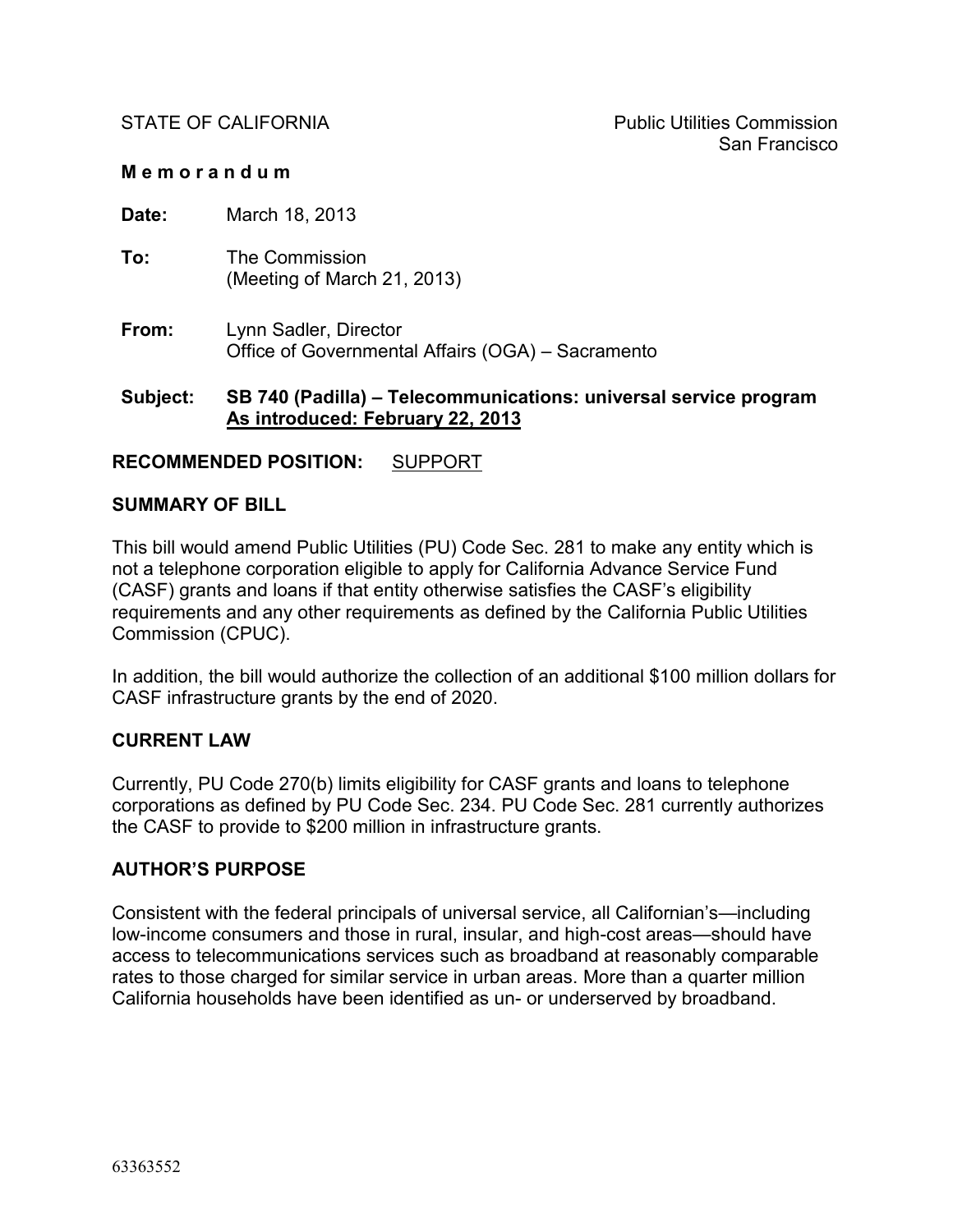STATE OF CALIFORNIA

Public Utilities Commission
San Francisco

**M e m o r a n d u m**

**Date:** March 18, 2013

**To:** The Commission
(Meeting of March 21, 2013)

**From:** Lynn Sadler, Director
Office of Governmental Affairs (OGA) – Sacramento

**Subject:** **SB 740 (Padilla) – Telecommunications: universal service program**
**<u>As introduced: February 22, 2013</u>**

**RECOMMENDED POSITION:** <u>SUPPORT</u>

**SUMMARY OF BILL**

This bill would amend Public Utilities (PU) Code Sec. 281 to make any entity which is not a telephone corporation eligible to apply for California Advance Service Fund (CASF) grants and loans if that entity otherwise satisfies the CASF's eligibility requirements and any other requirements as defined by the California Public Utilities Commission (CPUC).

In addition, the bill would authorize the collection of an additional $100 million dollars for CASF infrastructure grants by the end of 2020.

**CURRENT LAW**

Currently, PU Code 270(b) limits eligibility for CASF grants and loans to telephone corporations as defined by PU Code Sec. 234. PU Code Sec. 281 currently authorizes the CASF to provide to $200 million in infrastructure grants.

**AUTHOR'S PURPOSE**

Consistent with the federal principals of universal service, all Californian's—including low-income consumers and those in rural, insular, and high-cost areas—should have access to telecommunications services such as broadband at reasonably comparable rates to those charged for similar service in urban areas. More than a quarter million California households have been identified as un- or underserved by broadband.

63363552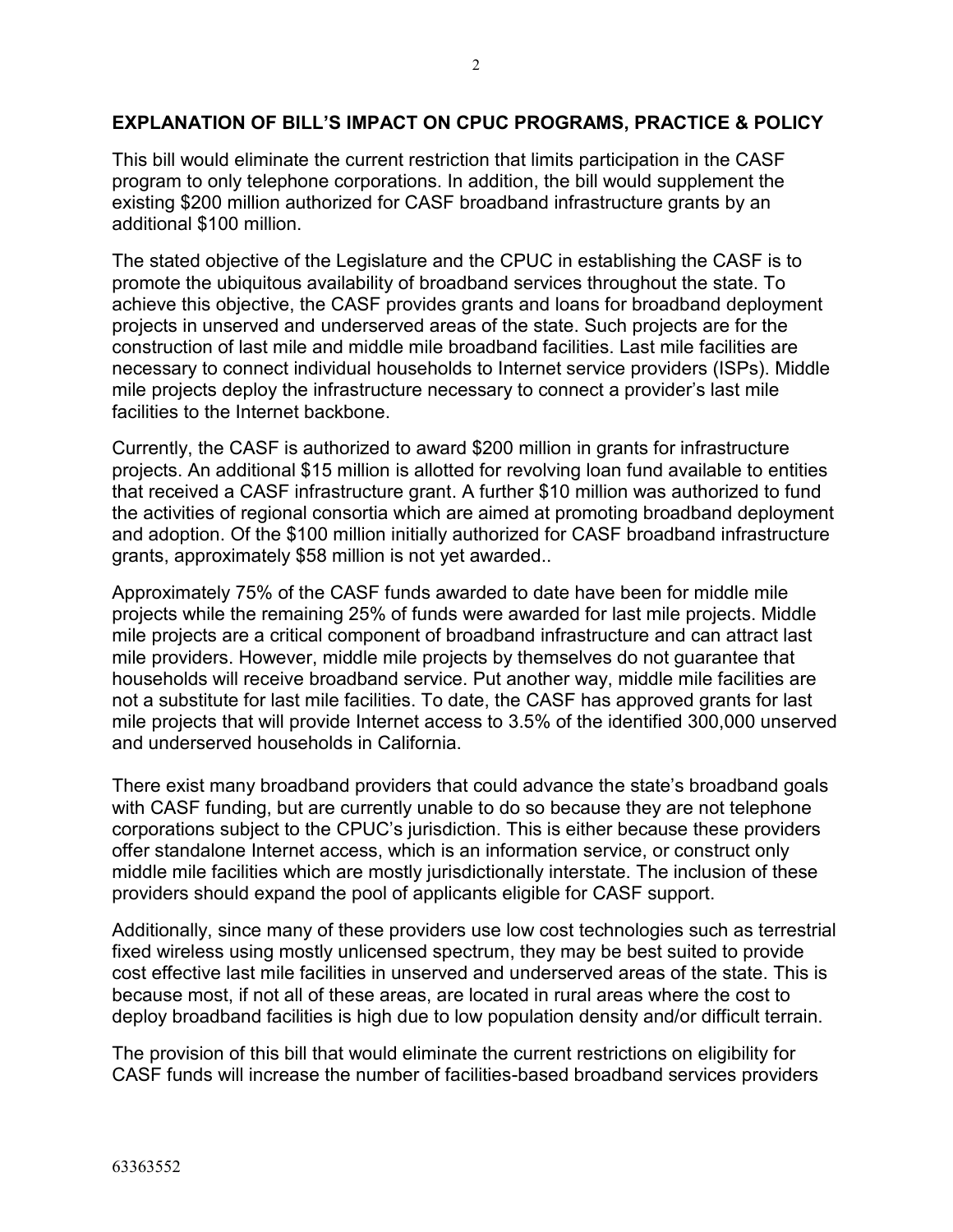## EXPLANATION OF BILL'S IMPACT ON CPUC PROGRAMS, PRACTICE & POLICY

This bill would eliminate the current restriction that limits participation in the CASF program to only telephone corporations. In addition, the bill would supplement the existing $200 million authorized for CASF broadband infrastructure grants by an additional $100 million.

The stated objective of the Legislature and the CPUC in establishing the CASF is to promote the ubiquitous availability of broadband services throughout the state. To achieve this objective, the CASF provides grants and loans for broadband deployment projects in unserved and underserved areas of the state. Such projects are for the construction of last mile and middle mile broadband facilities. Last mile facilities are necessary to connect individual households to Internet service providers (ISPs). Middle mile projects deploy the infrastructure necessary to connect a provider's last mile facilities to the Internet backbone.

Currently, the CASF is authorized to award $200 million in grants for infrastructure projects. An additional $15 million is allotted for revolving loan fund available to entities that received a CASF infrastructure grant. A further $10 million was authorized to fund the activities of regional consortia which are aimed at promoting broadband deployment and adoption. Of the $100 million initially authorized for CASF broadband infrastructure grants, approximately $58 million is not yet awarded..

Approximately 75% of the CASF funds awarded to date have been for middle mile projects while the remaining 25% of funds were awarded for last mile projects. Middle mile projects are a critical component of broadband infrastructure and can attract last mile providers. However, middle mile projects by themselves do not guarantee that households will receive broadband service. Put another way, middle mile facilities are not a substitute for last mile facilities. To date, the CASF has approved grants for last mile projects that will provide Internet access to 3.5% of the identified 300,000 unserved and underserved households in California.

There exist many broadband providers that could advance the state's broadband goals with CASF funding, but are currently unable to do so because they are not telephone corporations subject to the CPUC's jurisdiction. This is either because these providers offer standalone Internet access, which is an information service, or construct only middle mile facilities which are mostly jurisdictionally interstate. The inclusion of these providers should expand the pool of applicants eligible for CASF support.

Additionally, since many of these providers use low cost technologies such as terrestrial fixed wireless using mostly unlicensed spectrum, they may be best suited to provide cost effective last mile facilities in unserved and underserved areas of the state. This is because most, if not all of these areas, are located in rural areas where the cost to deploy broadband facilities is high due to low population density and/or difficult terrain.

The provision of this bill that would eliminate the current restrictions on eligibility for CASF funds will increase the number of facilities-based broadband services providers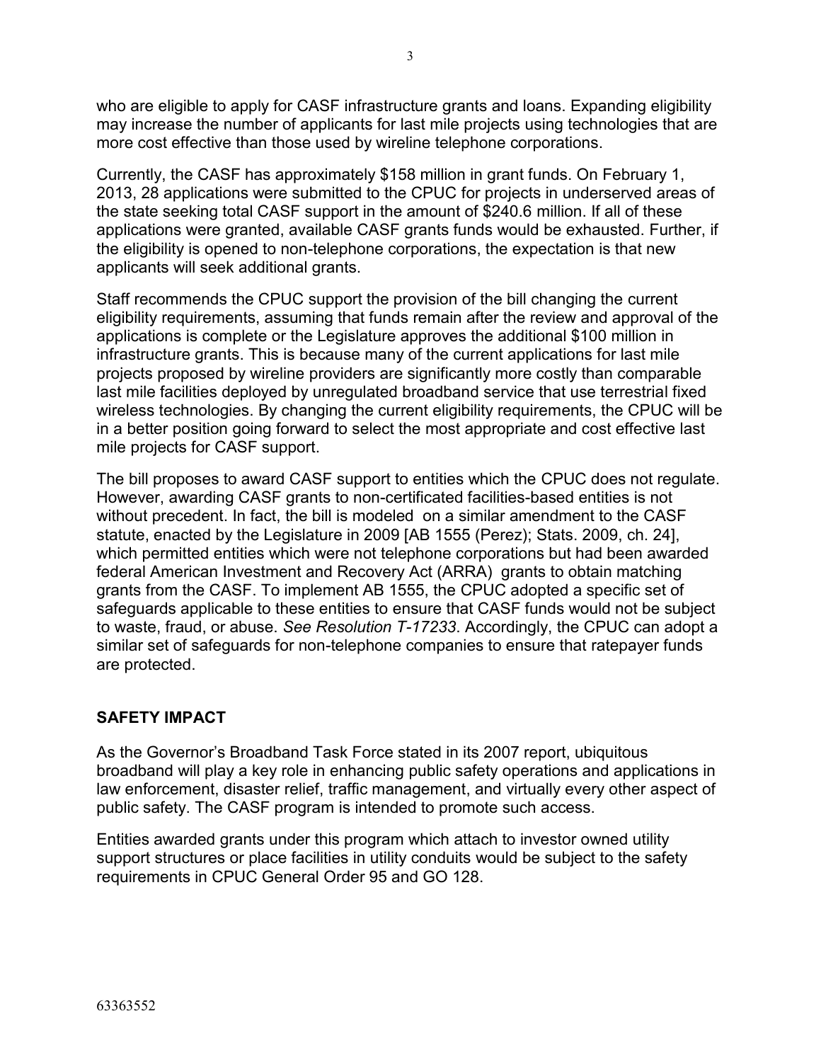who are eligible to apply for CASF infrastructure grants and loans. Expanding eligibility may increase the number of applicants for last mile projects using technologies that are more cost effective than those used by wireline telephone corporations.

Currently, the CASF has approximately $158 million in grant funds. On February 1, 2013, 28 applications were submitted to the CPUC for projects in underserved areas of the state seeking total CASF support in the amount of $240.6 million. If all of these applications were granted, available CASF grants funds would be exhausted. Further, if the eligibility is opened to non-telephone corporations, the expectation is that new applicants will seek additional grants.

Staff recommends the CPUC support the provision of the bill changing the current eligibility requirements, assuming that funds remain after the review and approval of the applications is complete or the Legislature approves the additional $100 million in infrastructure grants. This is because many of the current applications for last mile projects proposed by wireline providers are significantly more costly than comparable last mile facilities deployed by unregulated broadband service that use terrestrial fixed wireless technologies. By changing the current eligibility requirements, the CPUC will be in a better position going forward to select the most appropriate and cost effective last mile projects for CASF support.

The bill proposes to award CASF support to entities which the CPUC does not regulate. However, awarding CASF grants to non-certificated facilities-based entities is not without precedent. In fact, the bill is modeled on a similar amendment to the CASF statute, enacted by the Legislature in 2009 [AB 1555 (Perez); Stats. 2009, ch. 24], which permitted entities which were not telephone corporations but had been awarded federal American Investment and Recovery Act (ARRA) grants to obtain matching grants from the CASF. To implement AB 1555, the CPUC adopted a specific set of safeguards applicable to these entities to ensure that CASF funds would not be subject to waste, fraud, or abuse. *See Resolution T-17233*. Accordingly, the CPUC can adopt a similar set of safeguards for non-telephone companies to ensure that ratepayer funds are protected.

## SAFETY IMPACT

As the Governor's Broadband Task Force stated in its 2007 report, ubiquitous broadband will play a key role in enhancing public safety operations and applications in law enforcement, disaster relief, traffic management, and virtually every other aspect of public safety. The CASF program is intended to promote such access.

Entities awarded grants under this program which attach to investor owned utility support structures or place facilities in utility conduits would be subject to the safety requirements in CPUC General Order 95 and GO 128.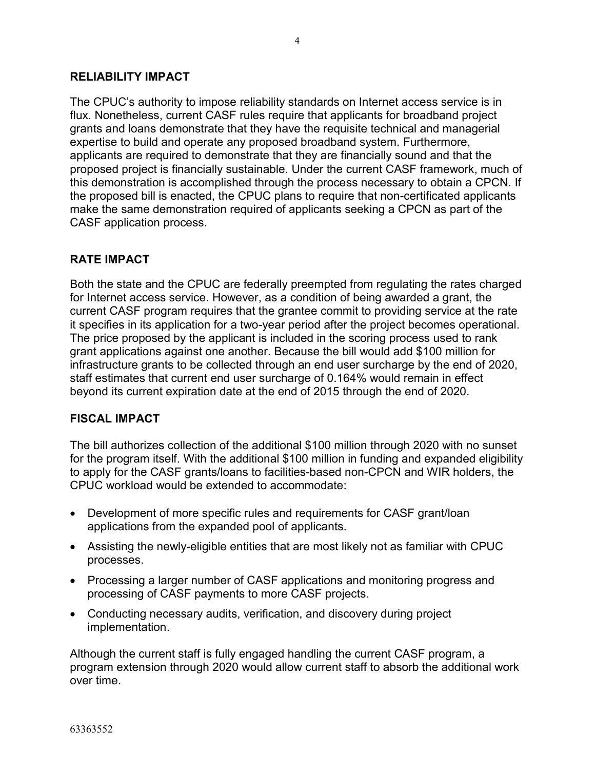## RELIABILITY IMPACT

The CPUC's authority to impose reliability standards on Internet access service is in flux. Nonetheless, current CASF rules require that applicants for broadband project grants and loans demonstrate that they have the requisite technical and managerial expertise to build and operate any proposed broadband system. Furthermore, applicants are required to demonstrate that they are financially sound and that the proposed project is financially sustainable. Under the current CASF framework, much of this demonstration is accomplished through the process necessary to obtain a CPCN. If the proposed bill is enacted, the CPUC plans to require that non-certificated applicants make the same demonstration required of applicants seeking a CPCN as part of the CASF application process.

## RATE IMPACT

Both the state and the CPUC are federally preempted from regulating the rates charged for Internet access service. However, as a condition of being awarded a grant, the current CASF program requires that the grantee commit to providing service at the rate it specifies in its application for a two-year period after the project becomes operational. The price proposed by the applicant is included in the scoring process used to rank grant applications against one another. Because the bill would add $100 million for infrastructure grants to be collected through an end user surcharge by the end of 2020, staff estimates that current end user surcharge of 0.164% would remain in effect beyond its current expiration date at the end of 2015 through the end of 2020.

## FISCAL IMPACT

The bill authorizes collection of the additional $100 million through 2020 with no sunset for the program itself. With the additional $100 million in funding and expanded eligibility to apply for the CASF grants/loans to facilities-based non-CPCN and WIR holders, the CPUC workload would be extended to accommodate:

- Development of more specific rules and requirements for CASF grant/loan applications from the expanded pool of applicants.
- Assisting the newly-eligible entities that are most likely not as familiar with CPUC processes.
- Processing a larger number of CASF applications and monitoring progress and processing of CASF payments to more CASF projects.
- Conducting necessary audits, verification, and discovery during project implementation.

Although the current staff is fully engaged handling the current CASF program, a program extension through 2020 would allow current staff to absorb the additional work over time.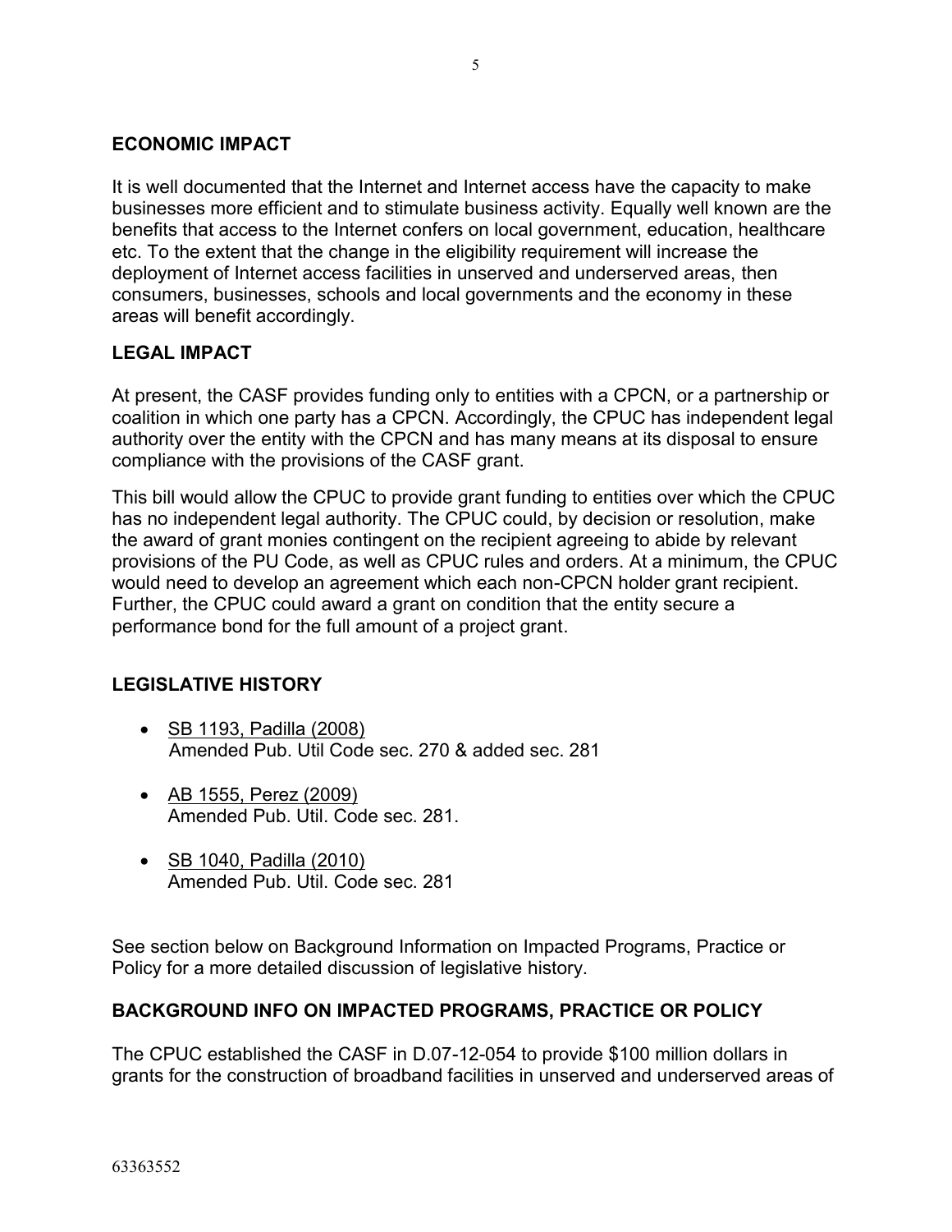## ECONOMIC IMPACT

It is well documented that the Internet and Internet access have the capacity to make businesses more efficient and to stimulate business activity. Equally well known are the benefits that access to the Internet confers on local government, education, healthcare etc. To the extent that the change in the eligibility requirement will increase the deployment of Internet access facilities in unserved and underserved areas, then consumers, businesses, schools and local governments and the economy in these areas will benefit accordingly.

## LEGAL IMPACT

At present, the CASF provides funding only to entities with a CPCN, or a partnership or coalition in which one party has a CPCN. Accordingly, the CPUC has independent legal authority over the entity with the CPCN and has many means at its disposal to ensure compliance with the provisions of the CASF grant.

This bill would allow the CPUC to provide grant funding to entities over which the CPUC has no independent legal authority. The CPUC could, by decision or resolution, make the award of grant monies contingent on the recipient agreeing to abide by relevant provisions of the PU Code, as well as CPUC rules and orders. At a minimum, the CPUC would need to develop an agreement which each non-CPCN holder grant recipient. Further, the CPUC could award a grant on condition that the entity secure a performance bond for the full amount of a project grant.

## LEGISLATIVE HISTORY

- SB 1193, Padilla (2008)
  Amended Pub. Util Code sec. 270 & added sec. 281
- AB 1555, Perez (2009)
  Amended Pub. Util. Code sec. 281.
- SB 1040, Padilla (2010)
  Amended Pub. Util. Code sec. 281

See section below on Background Information on Impacted Programs, Practice or Policy for a more detailed discussion of legislative history.

## BACKGROUND INFO ON IMPACTED PROGRAMS, PRACTICE OR POLICY

The CPUC established the CASF in D.07-12-054 to provide $100 million dollars in grants for the construction of broadband facilities in unserved and underserved areas of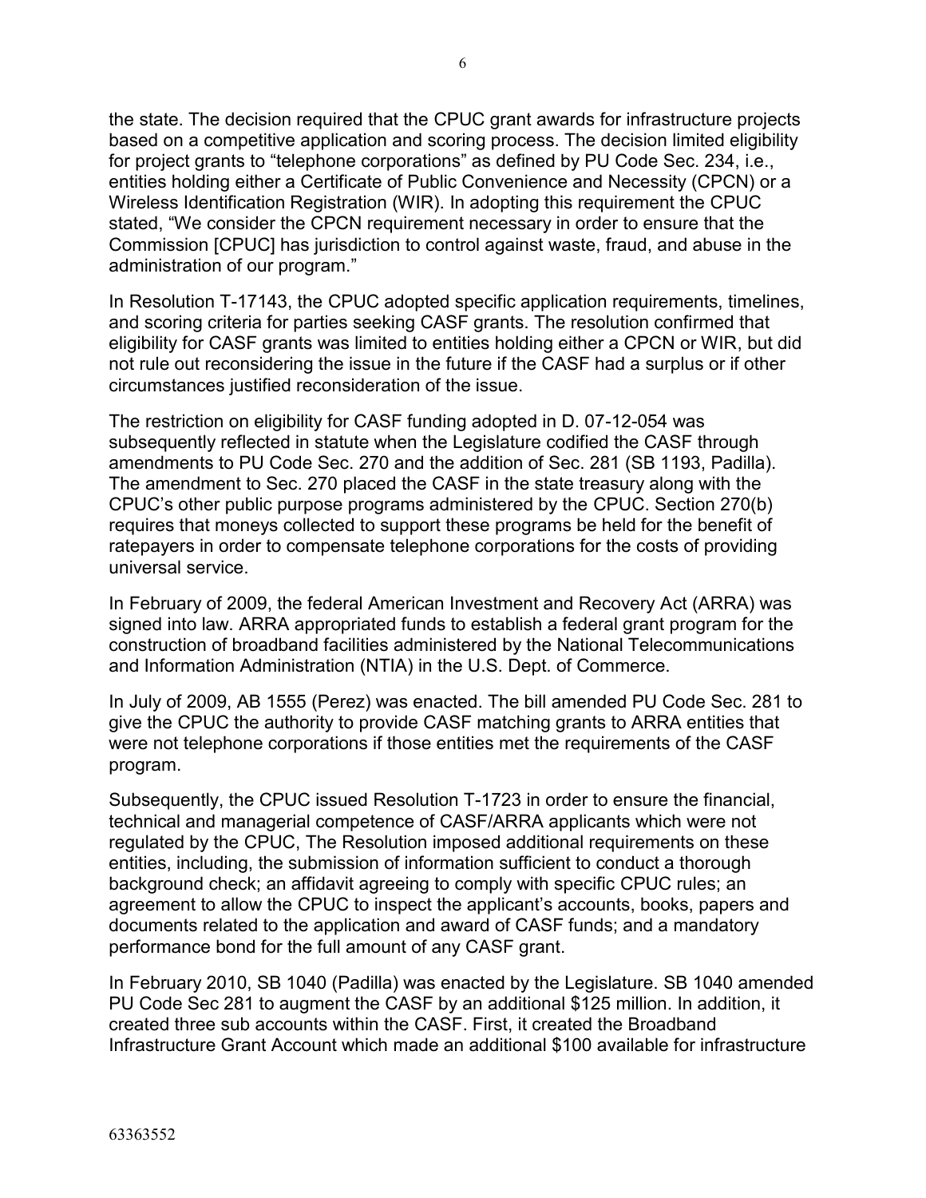the state. The decision required that the CPUC grant awards for infrastructure projects based on a competitive application and scoring process. The decision limited eligibility for project grants to "telephone corporations" as defined by PU Code Sec. 234, i.e., entities holding either a Certificate of Public Convenience and Necessity (CPCN) or a Wireless Identification Registration (WIR). In adopting this requirement the CPUC stated, "We consider the CPCN requirement necessary in order to ensure that the Commission [CPUC] has jurisdiction to control against waste, fraud, and abuse in the administration of our program."

In Resolution T-17143, the CPUC adopted specific application requirements, timelines, and scoring criteria for parties seeking CASF grants. The resolution confirmed that eligibility for CASF grants was limited to entities holding either a CPCN or WIR, but did not rule out reconsidering the issue in the future if the CASF had a surplus or if other circumstances justified reconsideration of the issue.

The restriction on eligibility for CASF funding adopted in D. 07-12-054 was subsequently reflected in statute when the Legislature codified the CASF through amendments to PU Code Sec. 270 and the addition of Sec. 281 (SB 1193, Padilla). The amendment to Sec. 270 placed the CASF in the state treasury along with the CPUC's other public purpose programs administered by the CPUC. Section 270(b) requires that moneys collected to support these programs be held for the benefit of ratepayers in order to compensate telephone corporations for the costs of providing universal service.

In February of 2009, the federal American Investment and Recovery Act (ARRA) was signed into law. ARRA appropriated funds to establish a federal grant program for the construction of broadband facilities administered by the National Telecommunications and Information Administration (NTIA) in the U.S. Dept. of Commerce.

In July of 2009, AB 1555 (Perez) was enacted. The bill amended PU Code Sec. 281 to give the CPUC the authority to provide CASF matching grants to ARRA entities that were not telephone corporations if those entities met the requirements of the CASF program.

Subsequently, the CPUC issued Resolution T-1723 in order to ensure the financial, technical and managerial competence of CASF/ARRA applicants which were not regulated by the CPUC, The Resolution imposed additional requirements on these entities, including, the submission of information sufficient to conduct a thorough background check; an affidavit agreeing to comply with specific CPUC rules; an agreement to allow the CPUC to inspect the applicant's accounts, books, papers and documents related to the application and award of CASF funds; and a mandatory performance bond for the full amount of any CASF grant.

In February 2010, SB 1040 (Padilla) was enacted by the Legislature. SB 1040 amended PU Code Sec 281 to augment the CASF by an additional $125 million. In addition, it created three sub accounts within the CASF. First, it created the Broadband Infrastructure Grant Account which made an additional $100 available for infrastructure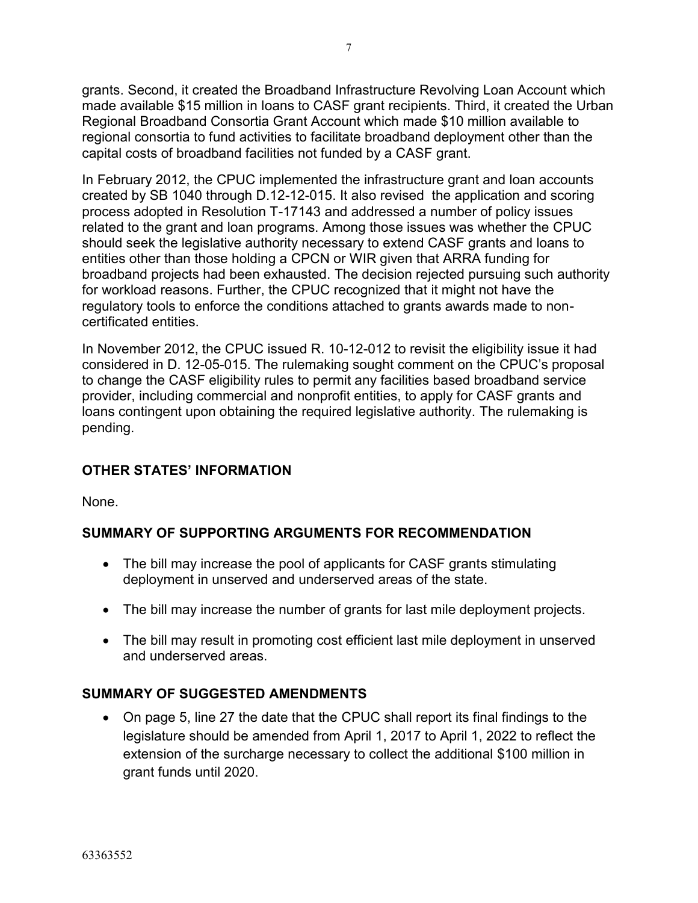grants. Second, it created the Broadband Infrastructure Revolving Loan Account which made available $15 million in loans to CASF grant recipients. Third, it created the Urban Regional Broadband Consortia Grant Account which made $10 million available to regional consortia to fund activities to facilitate broadband deployment other than the capital costs of broadband facilities not funded by a CASF grant.

In February 2012, the CPUC implemented the infrastructure grant and loan accounts created by SB 1040 through D.12-12-015. It also revised the application and scoring process adopted in Resolution T-17143 and addressed a number of policy issues related to the grant and loan programs. Among those issues was whether the CPUC should seek the legislative authority necessary to extend CASF grants and loans to entities other than those holding a CPCN or WIR given that ARRA funding for broadband projects had been exhausted. The decision rejected pursuing such authority for workload reasons. Further, the CPUC recognized that it might not have the regulatory tools to enforce the conditions attached to grants awards made to non-certificated entities.

In November 2012, the CPUC issued R. 10-12-012 to revisit the eligibility issue it had considered in D. 12-05-015. The rulemaking sought comment on the CPUC's proposal to change the CASF eligibility rules to permit any facilities based broadband service provider, including commercial and nonprofit entities, to apply for CASF grants and loans contingent upon obtaining the required legislative authority. The rulemaking is pending.

## OTHER STATES' INFORMATION

None.

## SUMMARY OF SUPPORTING ARGUMENTS FOR RECOMMENDATION

- The bill may increase the pool of applicants for CASF grants stimulating deployment in unserved and underserved areas of the state.
- The bill may increase the number of grants for last mile deployment projects.
- The bill may result in promoting cost efficient last mile deployment in unserved and underserved areas.

## SUMMARY OF SUGGESTED AMENDMENTS

- On page 5, line 27 the date that the CPUC shall report its final findings to the legislature should be amended from April 1, 2017 to April 1, 2022 to reflect the extension of the surcharge necessary to collect the additional $100 million in grant funds until 2020.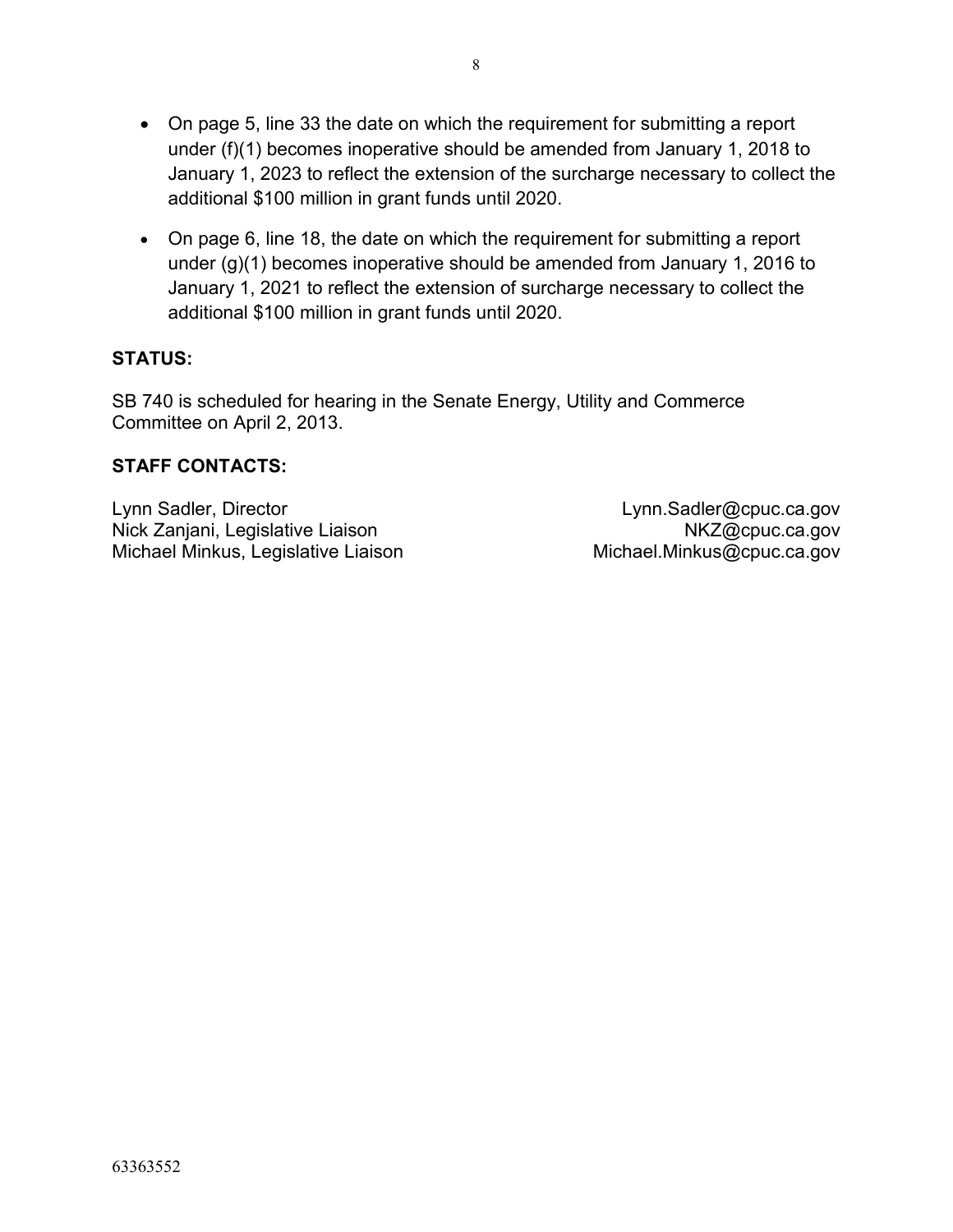- On page 5, line 33 the date on which the requirement for submitting a report under (f)(1) becomes inoperative should be amended from January 1, 2018 to January 1, 2023 to reflect the extension of the surcharge necessary to collect the additional $100 million in grant funds until 2020.
- On page 6, line 18, the date on which the requirement for submitting a report under (g)(1) becomes inoperative should be amended from January 1, 2016 to January 1, 2021 to reflect the extension of surcharge necessary to collect the additional $100 million in grant funds until 2020.

**STATUS:**

SB 740 is scheduled for hearing in the Senate Energy, Utility and Commerce Committee on April 2, 2013.

**STAFF CONTACTS:**

Lynn Sadler, Director — Lynn.Sadler@cpuc.ca.gov
Nick Zanjani, Legislative Liaison — NKZ@cpuc.ca.gov
Michael Minkus, Legislative Liaison — Michael.Minkus@cpuc.ca.gov

63363552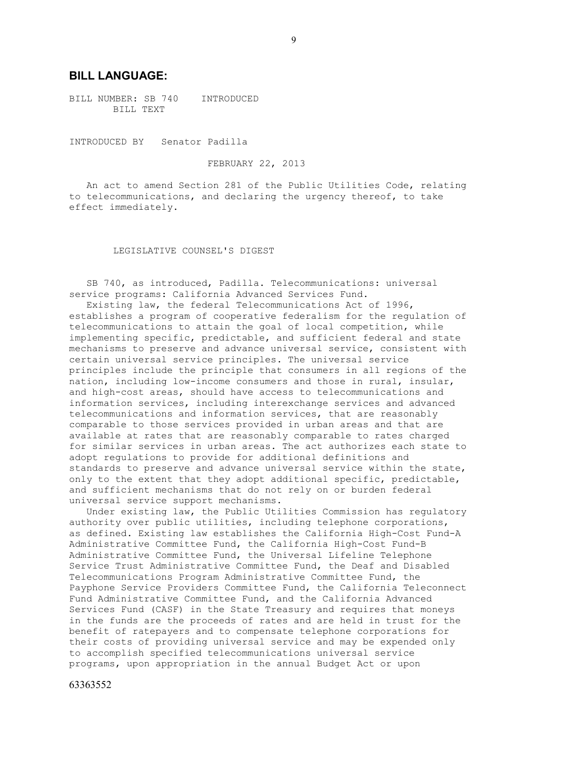## BILL LANGUAGE:

BILL NUMBER: SB 740 INTRODUCED
BILL TEXT

INTRODUCED BY Senator Padilla

FEBRUARY 22, 2013

An act to amend Section 281 of the Public Utilities Code, relating to telecommunications, and declaring the urgency thereof, to take effect immediately.

LEGISLATIVE COUNSEL'S DIGEST

SB 740, as introduced, Padilla. Telecommunications: universal service programs: California Advanced Services Fund.

Existing law, the federal Telecommunications Act of 1996, establishes a program of cooperative federalism for the regulation of telecommunications to attain the goal of local competition, while implementing specific, predictable, and sufficient federal and state mechanisms to preserve and advance universal service, consistent with certain universal service principles. The universal service principles include the principle that consumers in all regions of the nation, including low-income consumers and those in rural, insular, and high-cost areas, should have access to telecommunications and information services, including interexchange services and advanced telecommunications and information services, that are reasonably comparable to those services provided in urban areas and that are available at rates that are reasonably comparable to rates charged for similar services in urban areas. The act authorizes each state to adopt regulations to provide for additional definitions and standards to preserve and advance universal service within the state, only to the extent that they adopt additional specific, predictable, and sufficient mechanisms that do not rely on or burden federal universal service support mechanisms.

Under existing law, the Public Utilities Commission has regulatory authority over public utilities, including telephone corporations, as defined. Existing law establishes the California High-Cost Fund-A Administrative Committee Fund, the California High-Cost Fund-B Administrative Committee Fund, the Universal Lifeline Telephone Service Trust Administrative Committee Fund, the Deaf and Disabled Telecommunications Program Administrative Committee Fund, the Payphone Service Providers Committee Fund, the California Teleconnect Fund Administrative Committee Fund, and the California Advanced Services Fund (CASF) in the State Treasury and requires that moneys in the funds are the proceeds of rates and are held in trust for the benefit of ratepayers and to compensate telephone corporations for their costs of providing universal service and may be expended only to accomplish specified telecommunications universal service programs, upon appropriation in the annual Budget Act or upon

63363552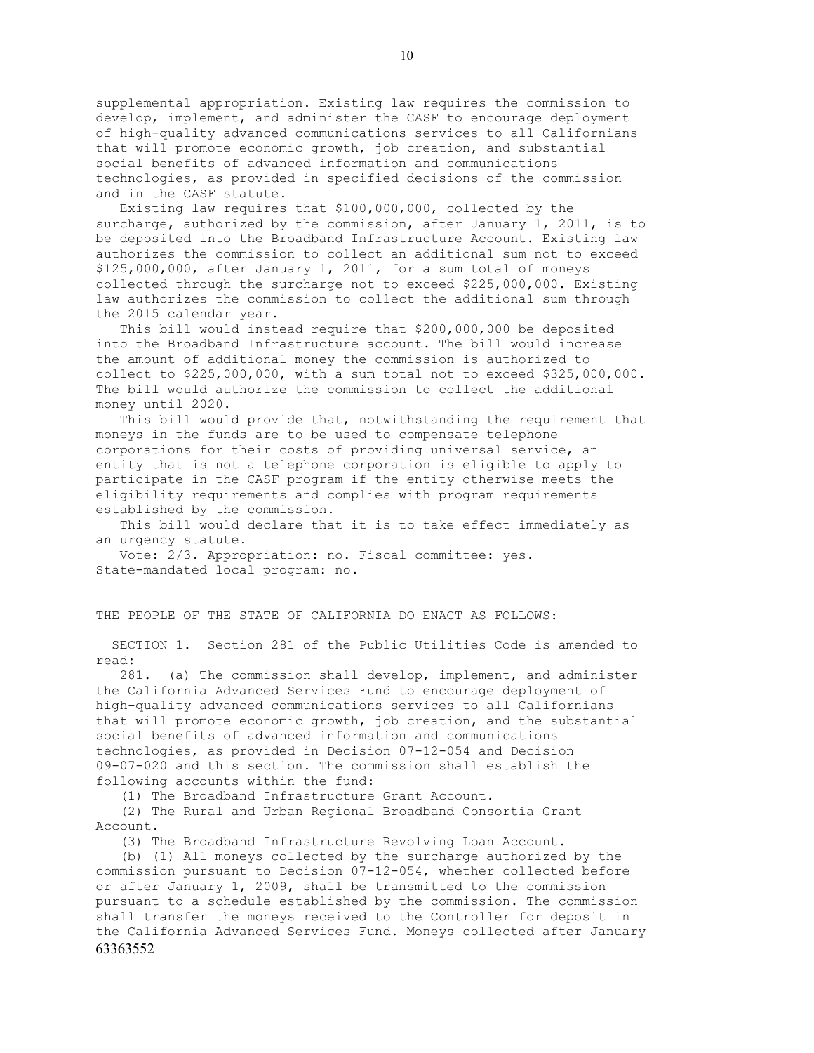supplemental appropriation. Existing law requires the commission to develop, implement, and administer the CASF to encourage deployment of high-quality advanced communications services to all Californians that will promote economic growth, job creation, and substantial social benefits of advanced information and communications technologies, as provided in specified decisions of the commission and in the CASF statute.

Existing law requires that $100,000,000, collected by the surcharge, authorized by the commission, after January 1, 2011, is to be deposited into the Broadband Infrastructure Account. Existing law authorizes the commission to collect an additional sum not to exceed $125,000,000, after January 1, 2011, for a sum total of moneys collected through the surcharge not to exceed $225,000,000. Existing law authorizes the commission to collect the additional sum through the 2015 calendar year.

This bill would instead require that $200,000,000 be deposited into the Broadband Infrastructure account. The bill would increase the amount of additional money the commission is authorized to collect to $225,000,000, with a sum total not to exceed $325,000,000. The bill would authorize the commission to collect the additional money until 2020.

This bill would provide that, notwithstanding the requirement that moneys in the funds are to be used to compensate telephone corporations for their costs of providing universal service, an entity that is not a telephone corporation is eligible to apply to participate in the CASF program if the entity otherwise meets the eligibility requirements and complies with program requirements established by the commission.

This bill would declare that it is to take effect immediately as an urgency statute.

Vote: 2/3. Appropriation: no. Fiscal committee: yes. State-mandated local program: no.

THE PEOPLE OF THE STATE OF CALIFORNIA DO ENACT AS FOLLOWS:

SECTION 1. Section 281 of the Public Utilities Code is amended to read:

281. (a) The commission shall develop, implement, and administer the California Advanced Services Fund to encourage deployment of high-quality advanced communications services to all Californians that will promote economic growth, job creation, and the substantial social benefits of advanced information and communications technologies, as provided in Decision 07-12-054 and Decision 09-07-020 and this section. The commission shall establish the following accounts within the fund:

(1) The Broadband Infrastructure Grant Account.

(2) The Rural and Urban Regional Broadband Consortia Grant Account.

(3) The Broadband Infrastructure Revolving Loan Account.

(b) (1) All moneys collected by the surcharge authorized by the commission pursuant to Decision 07-12-054, whether collected before or after January 1, 2009, shall be transmitted to the commission pursuant to a schedule established by the commission. The commission shall transfer the moneys received to the Controller for deposit in the California Advanced Services Fund. Moneys collected after January

63363552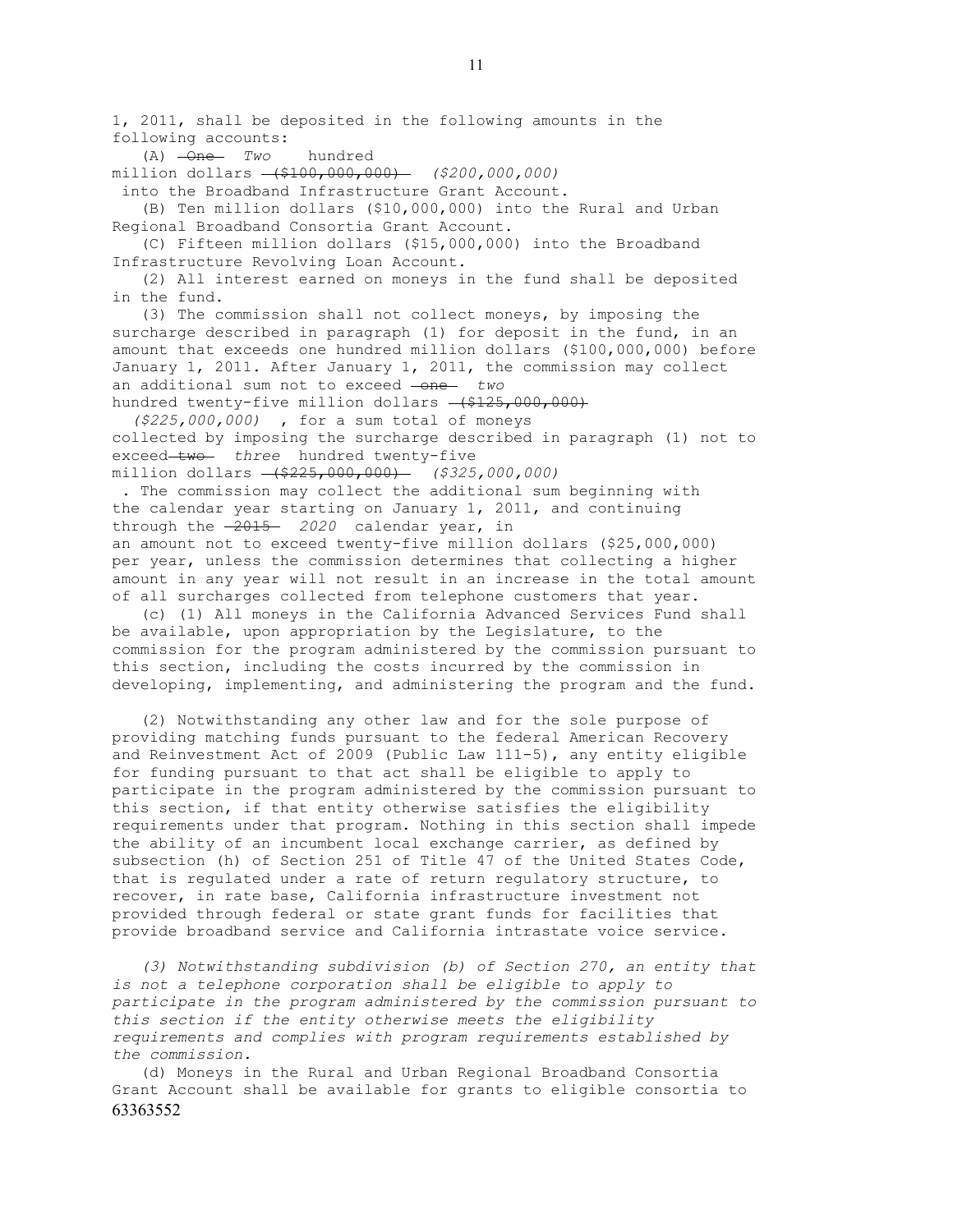1, 2011, shall be deposited in the following amounts in the following accounts:

(A) ~~One~~ *Two* hundred million dollars ~~($100,000,000)~~ *($200,000,000)* into the Broadband Infrastructure Grant Account.

(B) Ten million dollars ($10,000,000) into the Rural and Urban Regional Broadband Consortia Grant Account.

(C) Fifteen million dollars ($15,000,000) into the Broadband Infrastructure Revolving Loan Account.

(2) All interest earned on moneys in the fund shall be deposited in the fund.

(3) The commission shall not collect moneys, by imposing the surcharge described in paragraph (1) for deposit in the fund, in an amount that exceeds one hundred million dollars ($100,000,000) before January 1, 2011. After January 1, 2011, the commission may collect an additional sum not to exceed ~~one~~ *two* hundred twenty-five million dollars ~~($125,000,000)~~ *($225,000,000)* , for a sum total of moneys collected by imposing the surcharge described in paragraph (1) not to exceed ~~two~~ *three* hundred twenty-five million dollars ~~($225,000,000)~~ *($325,000,000)* . The commission may collect the additional sum beginning with the calendar year starting on January 1, 2011, and continuing through the ~~2015~~ *2020* calendar year, in an amount not to exceed twenty-five million dollars ($25,000,000) per year, unless the commission determines that collecting a higher amount in any year will not result in an increase in the total amount of all surcharges collected from telephone customers that year.

(c) (1) All moneys in the California Advanced Services Fund shall be available, upon appropriation by the Legislature, to the commission for the program administered by the commission pursuant to this section, including the costs incurred by the commission in developing, implementing, and administering the program and the fund.

(2) Notwithstanding any other law and for the sole purpose of providing matching funds pursuant to the federal American Recovery and Reinvestment Act of 2009 (Public Law 111-5), any entity eligible for funding pursuant to that act shall be eligible to apply to participate in the program administered by the commission pursuant to this section, if that entity otherwise satisfies the eligibility requirements under that program. Nothing in this section shall impede the ability of an incumbent local exchange carrier, as defined by subsection (h) of Section 251 of Title 47 of the United States Code, that is regulated under a rate of return regulatory structure, to recover, in rate base, California infrastructure investment not provided through federal or state grant funds for facilities that provide broadband service and California intrastate voice service.

*(3) Notwithstanding subdivision (b) of Section 270, an entity that is not a telephone corporation shall be eligible to apply to participate in the program administered by the commission pursuant to this section if the entity otherwise meets the eligibility requirements and complies with program requirements established by the commission.*

(d) Moneys in the Rural and Urban Regional Broadband Consortia Grant Account shall be available for grants to eligible consortia to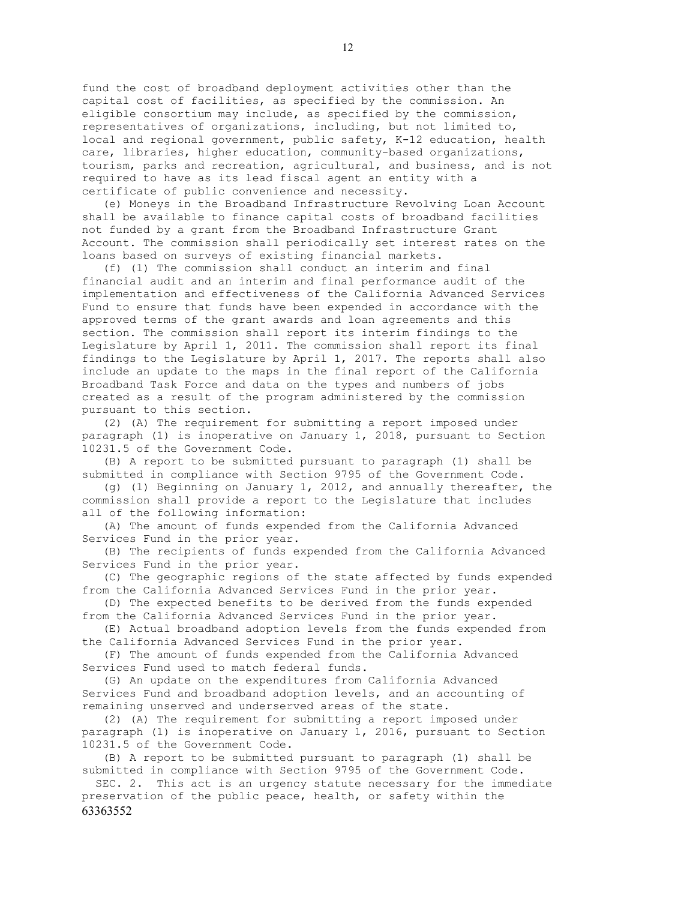fund the cost of broadband deployment activities other than the capital cost of facilities, as specified by the commission. An eligible consortium may include, as specified by the commission, representatives of organizations, including, but not limited to, local and regional government, public safety, K-12 education, health care, libraries, higher education, community-based organizations, tourism, parks and recreation, agricultural, and business, and is not required to have as its lead fiscal agent an entity with a certificate of public convenience and necessity.

(e) Moneys in the Broadband Infrastructure Revolving Loan Account shall be available to finance capital costs of broadband facilities not funded by a grant from the Broadband Infrastructure Grant Account. The commission shall periodically set interest rates on the loans based on surveys of existing financial markets.

(f) (1) The commission shall conduct an interim and final financial audit and an interim and final performance audit of the implementation and effectiveness of the California Advanced Services Fund to ensure that funds have been expended in accordance with the approved terms of the grant awards and loan agreements and this section. The commission shall report its interim findings to the Legislature by April 1, 2011. The commission shall report its final findings to the Legislature by April 1, 2017. The reports shall also include an update to the maps in the final report of the California Broadband Task Force and data on the types and numbers of jobs created as a result of the program administered by the commission pursuant to this section.

(2) (A) The requirement for submitting a report imposed under paragraph (1) is inoperative on January 1, 2018, pursuant to Section 10231.5 of the Government Code.

(B) A report to be submitted pursuant to paragraph (1) shall be submitted in compliance with Section 9795 of the Government Code.

(g) (1) Beginning on January 1, 2012, and annually thereafter, the commission shall provide a report to the Legislature that includes all of the following information:

(A) The amount of funds expended from the California Advanced Services Fund in the prior year.

(B) The recipients of funds expended from the California Advanced Services Fund in the prior year.

(C) The geographic regions of the state affected by funds expended from the California Advanced Services Fund in the prior year.

(D) The expected benefits to be derived from the funds expended from the California Advanced Services Fund in the prior year.

(E) Actual broadband adoption levels from the funds expended from the California Advanced Services Fund in the prior year.

(F) The amount of funds expended from the California Advanced Services Fund used to match federal funds.

(G) An update on the expenditures from California Advanced Services Fund and broadband adoption levels, and an accounting of remaining unserved and underserved areas of the state.

(2) (A) The requirement for submitting a report imposed under paragraph (1) is inoperative on January 1, 2016, pursuant to Section 10231.5 of the Government Code.

(B) A report to be submitted pursuant to paragraph (1) shall be submitted in compliance with Section 9795 of the Government Code.

SEC. 2. This act is an urgency statute necessary for the immediate preservation of the public peace, health, or safety within the

63363552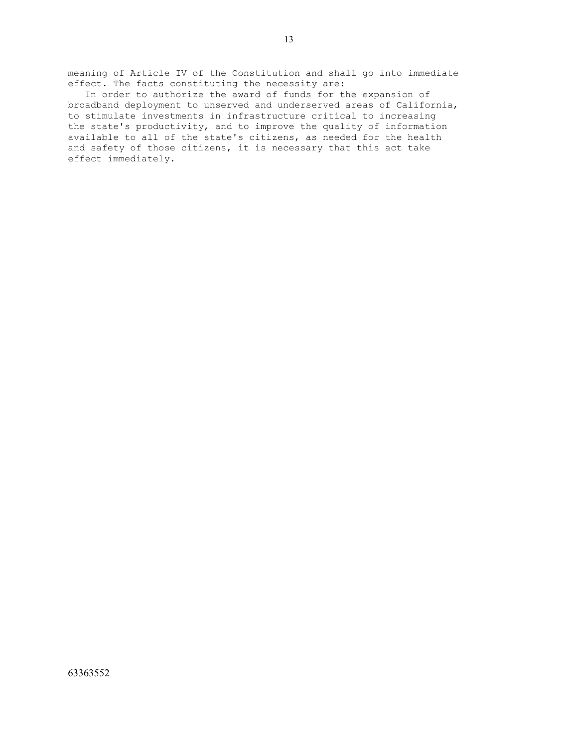meaning of Article IV of the Constitution and shall go into immediate effect. The facts constituting the necessity are:

In order to authorize the award of funds for the expansion of broadband deployment to unserved and underserved areas of California, to stimulate investments in infrastructure critical to increasing the state's productivity, and to improve the quality of information available to all of the state's citizens, as needed for the health and safety of those citizens, it is necessary that this act take effect immediately.

63363552